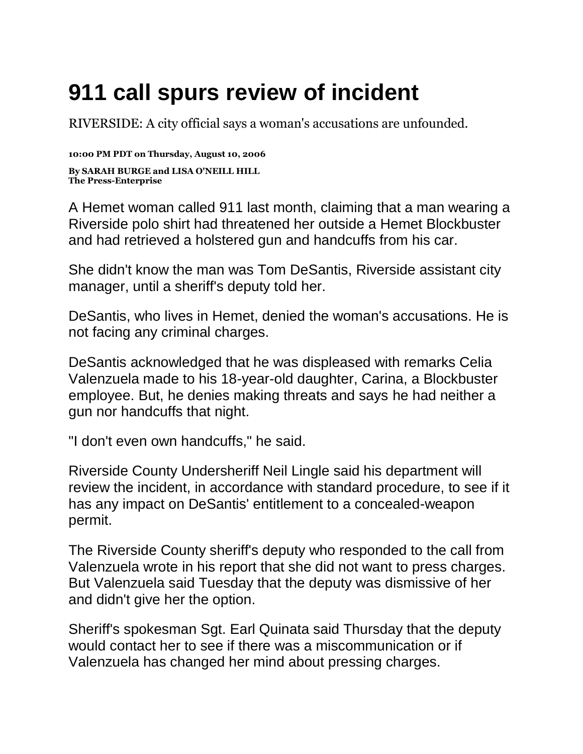# 911 call spurs review of incident

RIVERSIDE: A city official says a woman's accusations are unfounded.

**10:00 PM PDT on Thursday, August 10, 2006**

**By SARAH BURGE and LISA O'NEILL HILL**
**The Press-Enterprise**

A Hemet woman called 911 last month, claiming that a man wearing a Riverside polo shirt had threatened her outside a Hemet Blockbuster and had retrieved a holstered gun and handcuffs from his car.

She didn't know the man was Tom DeSantis, Riverside assistant city manager, until a sheriff's deputy told her.

DeSantis, who lives in Hemet, denied the woman's accusations. He is not facing any criminal charges.

DeSantis acknowledged that he was displeased with remarks Celia Valenzuela made to his 18-year-old daughter, Carina, a Blockbuster employee. But, he denies making threats and says he had neither a gun nor handcuffs that night.

"I don't even own handcuffs," he said.

Riverside County Undersheriff Neil Lingle said his department will review the incident, in accordance with standard procedure, to see if it has any impact on DeSantis' entitlement to a concealed-weapon permit.

The Riverside County sheriff's deputy who responded to the call from Valenzuela wrote in his report that she did not want to press charges. But Valenzuela said Tuesday that the deputy was dismissive of her and didn't give her the option.

Sheriff's spokesman Sgt. Earl Quinata said Thursday that the deputy would contact her to see if there was a miscommunication or if Valenzuela has changed her mind about pressing charges.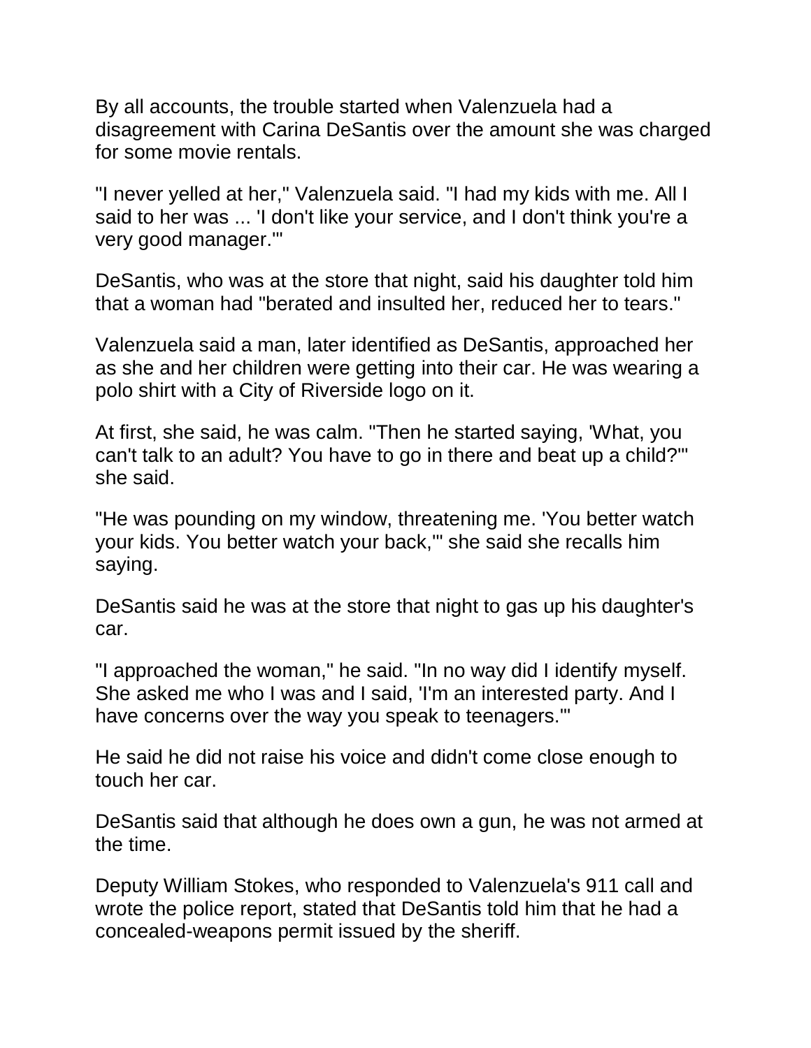By all accounts, the trouble started when Valenzuela had a disagreement with Carina DeSantis over the amount she was charged for some movie rentals.

"I never yelled at her," Valenzuela said. "I had my kids with me. All I said to her was ... 'I don't like your service, and I don't think you're a very good manager.'"

DeSantis, who was at the store that night, said his daughter told him that a woman had "berated and insulted her, reduced her to tears."

Valenzuela said a man, later identified as DeSantis, approached her as she and her children were getting into their car. He was wearing a polo shirt with a City of Riverside logo on it.

At first, she said, he was calm. "Then he started saying, 'What, you can't talk to an adult? You have to go in there and beat up a child?'" she said.

"He was pounding on my window, threatening me. 'You better watch your kids. You better watch your back,'" she said she recalls him saying.

DeSantis said he was at the store that night to gas up his daughter's car.

"I approached the woman," he said. "In no way did I identify myself. She asked me who I was and I said, 'I'm an interested party. And I have concerns over the way you speak to teenagers.'"

He said he did not raise his voice and didn't come close enough to touch her car.

DeSantis said that although he does own a gun, he was not armed at the time.

Deputy William Stokes, who responded to Valenzuela's 911 call and wrote the police report, stated that DeSantis told him that he had a concealed-weapons permit issued by the sheriff.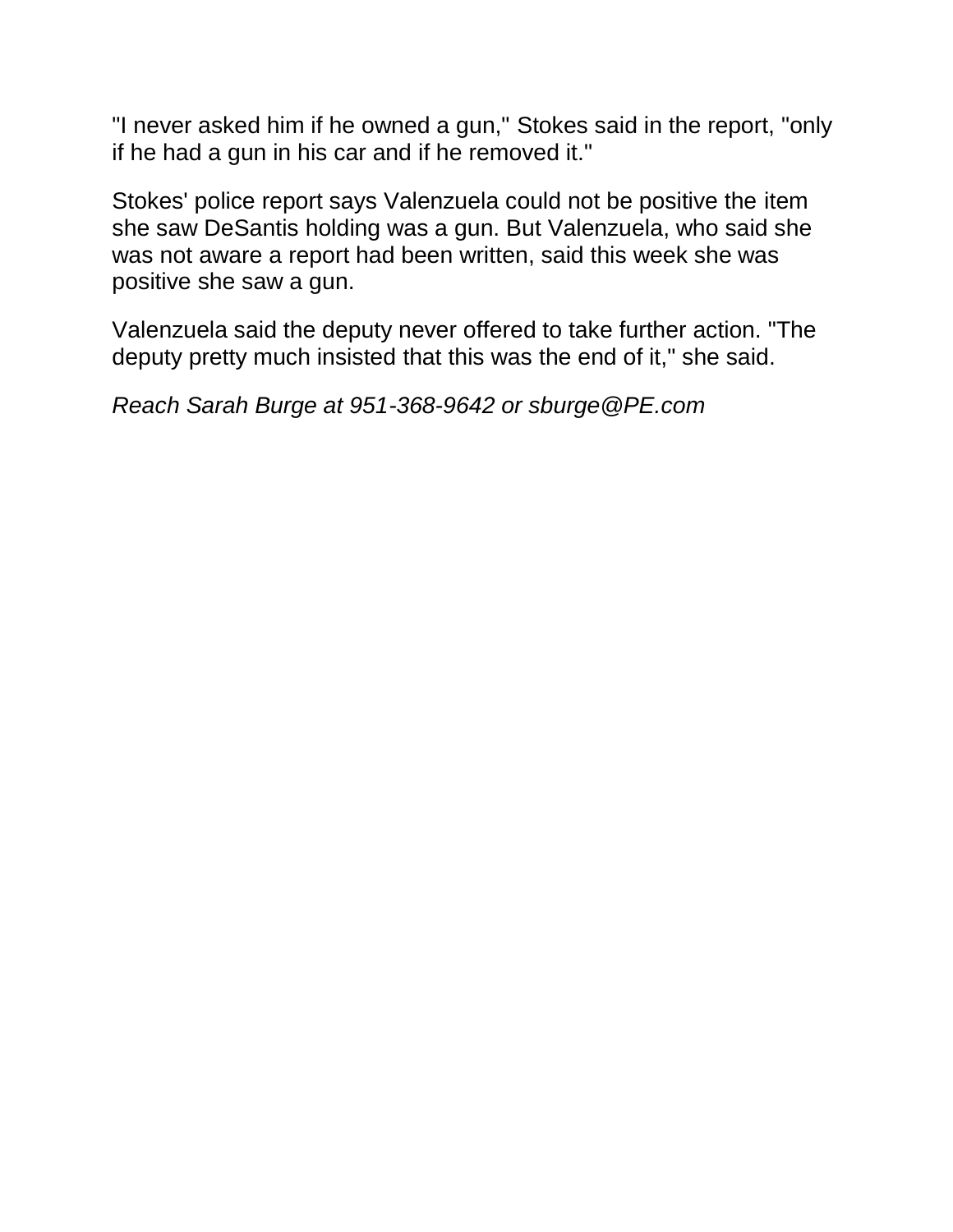"I never asked him if he owned a gun," Stokes said in the report, "only if he had a gun in his car and if he removed it."

Stokes' police report says Valenzuela could not be positive the item she saw DeSantis holding was a gun. But Valenzuela, who said she was not aware a report had been written, said this week she was positive she saw a gun.

Valenzuela said the deputy never offered to take further action. "The deputy pretty much insisted that this was the end of it," she said.

*Reach Sarah Burge at 951-368-9642 or sburge@PE.com*